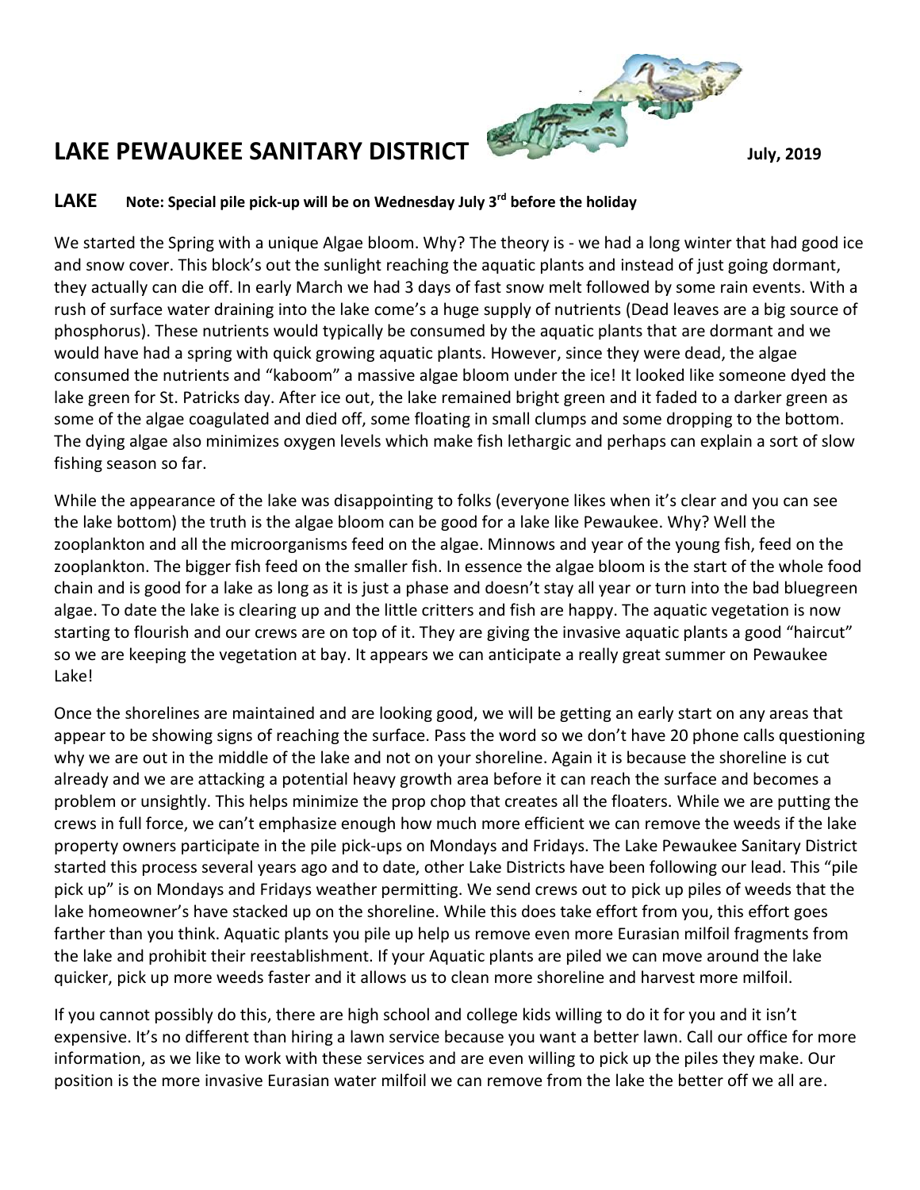# LAKE PEWAUKEE SANITARY DISTRICT

**July, 2019**

## LAKE

**Note: Special pile pick-up will be on Wednesday July 3rd before the holiday**

We started the Spring with a unique Algae bloom. Why? The theory is - we had a long winter that had good ice and snow cover. This block's out the sunlight reaching the aquatic plants and instead of just going dormant, they actually can die off. In early March we had 3 days of fast snow melt followed by some rain events. With a rush of surface water draining into the lake come's a huge supply of nutrients (Dead leaves are a big source of phosphorus). These nutrients would typically be consumed by the aquatic plants that are dormant and we would have had a spring with quick growing aquatic plants. However, since they were dead, the algae consumed the nutrients and "kaboom" a massive algae bloom under the ice! It looked like someone dyed the lake green for St. Patricks day. After ice out, the lake remained bright green and it faded to a darker green as some of the algae coagulated and died off, some floating in small clumps and some dropping to the bottom. The dying algae also minimizes oxygen levels which make fish lethargic and perhaps can explain a sort of slow fishing season so far.

While the appearance of the lake was disappointing to folks (everyone likes when it's clear and you can see the lake bottom) the truth is the algae bloom can be good for a lake like Pewaukee. Why? Well the zooplankton and all the microorganisms feed on the algae. Minnows and year of the young fish, feed on the zooplankton. The bigger fish feed on the smaller fish. In essence the algae bloom is the start of the whole food chain and is good for a lake as long as it is just a phase and doesn't stay all year or turn into the bad bluegreen algae. To date the lake is clearing up and the little critters and fish are happy. The aquatic vegetation is now starting to flourish and our crews are on top of it. They are giving the invasive aquatic plants a good "haircut" so we are keeping the vegetation at bay. It appears we can anticipate a really great summer on Pewaukee Lake!

Once the shorelines are maintained and are looking good, we will be getting an early start on any areas that appear to be showing signs of reaching the surface. Pass the word so we don't have 20 phone calls questioning why we are out in the middle of the lake and not on your shoreline. Again it is because the shoreline is cut already and we are attacking a potential heavy growth area before it can reach the surface and becomes a problem or unsightly. This helps minimize the prop chop that creates all the floaters. While we are putting the crews in full force, we can't emphasize enough how much more efficient we can remove the weeds if the lake property owners participate in the pile pick-ups on Mondays and Fridays. The Lake Pewaukee Sanitary District started this process several years ago and to date, other Lake Districts have been following our lead. This "pile pick up" is on Mondays and Fridays weather permitting. We send crews out to pick up piles of weeds that the lake homeowner's have stacked up on the shoreline. While this does take effort from you, this effort goes farther than you think. Aquatic plants you pile up help us remove even more Eurasian milfoil fragments from the lake and prohibit their reestablishment. If your Aquatic plants are piled we can move around the lake quicker, pick up more weeds faster and it allows us to clean more shoreline and harvest more milfoil.

If you cannot possibly do this, there are high school and college kids willing to do it for you and it isn't expensive. It's no different than hiring a lawn service because you want a better lawn. Call our office for more information, as we like to work with these services and are even willing to pick up the piles they make. Our position is the more invasive Eurasian water milfoil we can remove from the lake the better off we all are.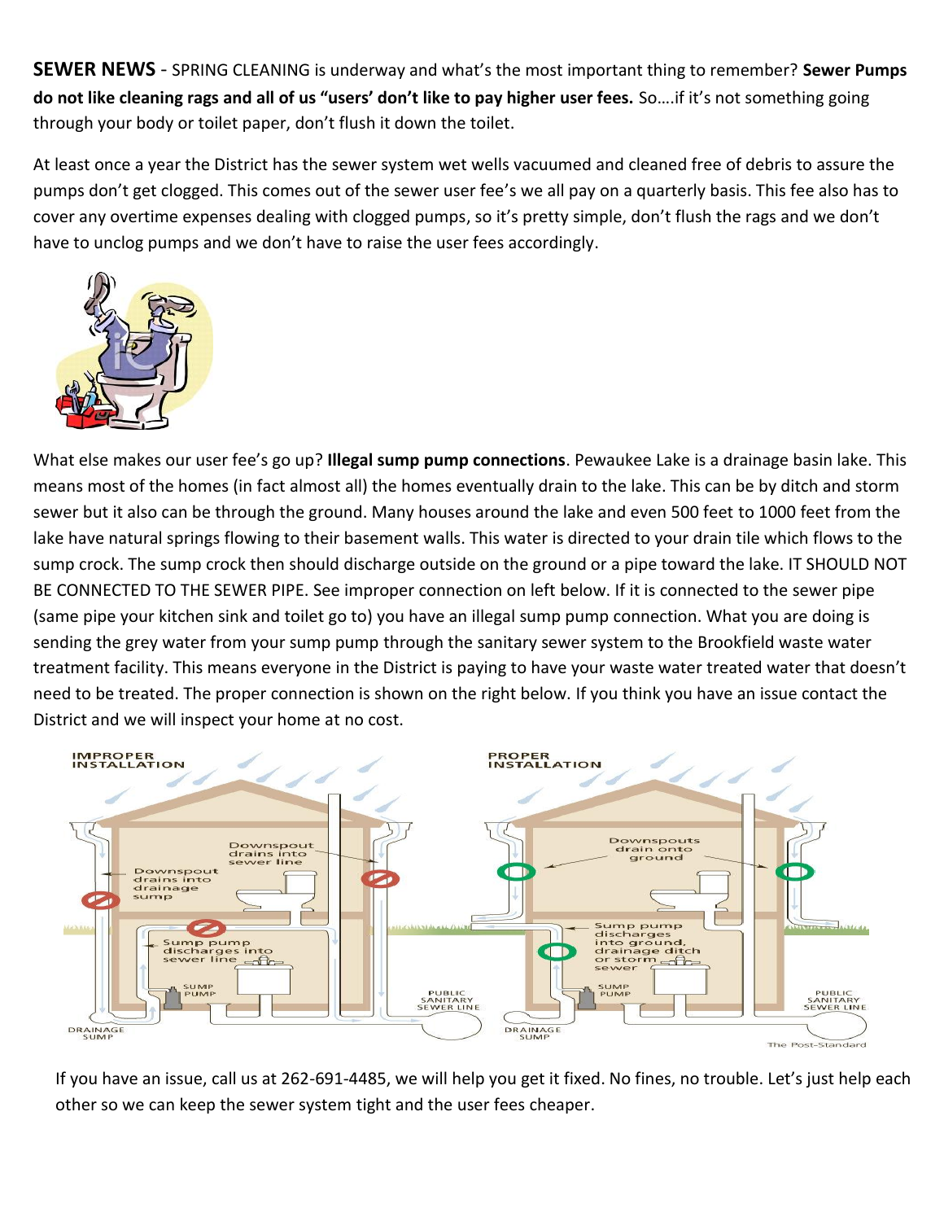**SEWER NEWS** - SPRING CLEANING is underway and what's the most important thing to remember? **Sewer Pumps do not like cleaning rags and all of us "users' don't like to pay higher user fees.** So….if it's not something going through your body or toilet paper, don't flush it down the toilet.

At least once a year the District has the sewer system wet wells vacuumed and cleaned free of debris to assure the pumps don't get clogged. This comes out of the sewer user fee's we all pay on a quarterly basis. This fee also has to cover any overtime expenses dealing with clogged pumps, so it's pretty simple, don't flush the rags and we don't have to unclog pumps and we don't have to raise the user fees accordingly.

What else makes our user fee's go up? **Illegal sump pump connections**. Pewaukee Lake is a drainage basin lake. This means most of the homes (in fact almost all) the homes eventually drain to the lake. This can be by ditch and storm sewer but it also can be through the ground. Many houses around the lake and even 500 feet to 1000 feet from the lake have natural springs flowing to their basement walls. This water is directed to your drain tile which flows to the sump crock. The sump crock then should discharge outside on the ground or a pipe toward the lake. IT SHOULD NOT BE CONNECTED TO THE SEWER PIPE. See improper connection on left below. If it is connected to the sewer pipe (same pipe your kitchen sink and toilet go to) you have an illegal sump pump connection. What you are doing is sending the grey water from your sump pump through the sanitary sewer system to the Brookfield waste water treatment facility. This means everyone in the District is paying to have your waste water treated water that doesn't need to be treated. The proper connection is shown on the right below. If you think you have an issue contact the District and we will inspect your home at no cost.

IMPROPER INSTALLATION

Downspout drains into sewer line

Downspout drains into drainage sump

Sump pump discharges into sewer line

SUMP PUMP

DRAINAGE SUMP

PUBLIC SANITARY SEWER LINE

PROPER INSTALLATION

Downspouts drain onto ground

Sump pump discharges into ground, drainage ditch or storm sewer

SUMP PUMP

DRAINAGE SUMP

PUBLIC SANITARY SEWER LINE

The Post-Standard

If you have an issue, call us at 262-691-4485, we will help you get it fixed. No fines, no trouble. Let's just help each other so we can keep the sewer system tight and the user fees cheaper.